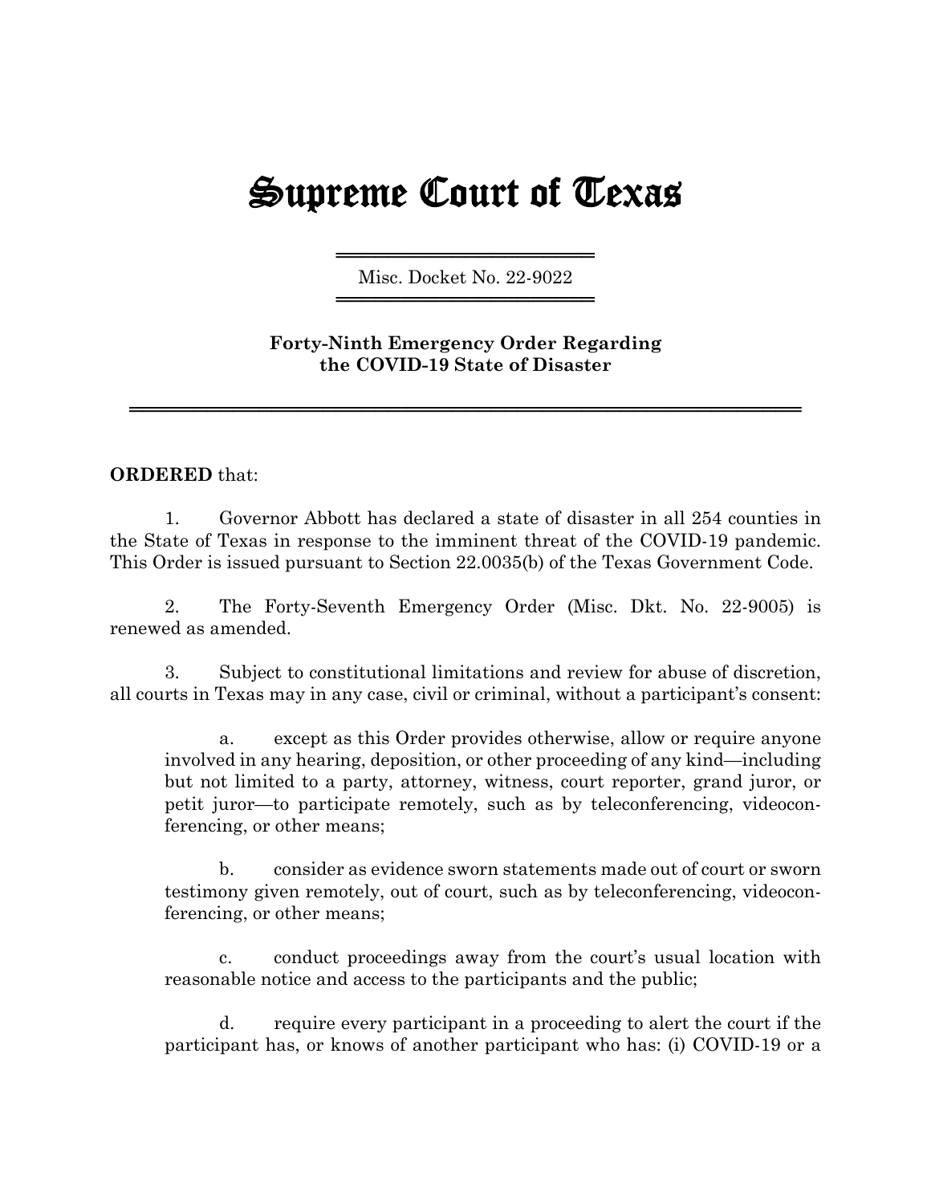# Supreme Court of Texas

Misc. Docket No. 22-9022

**Forty-Ninth Emergency Order Regarding the COVID-19 State of Disaster**

**ORDERED** that:

1. Governor Abbott has declared a state of disaster in all 254 counties in the State of Texas in response to the imminent threat of the COVID-19 pandemic. This Order is issued pursuant to Section 22.0035(b) of the Texas Government Code.

2. The Forty-Seventh Emergency Order (Misc. Dkt. No. 22-9005) is renewed as amended.

3. Subject to constitutional limitations and review for abuse of discretion, all courts in Texas may in any case, civil or criminal, without a participant's consent:

   a. except as this Order provides otherwise, allow or require anyone involved in any hearing, deposition, or other proceeding of any kind—including but not limited to a party, attorney, witness, court reporter, grand juror, or petit juror—to participate remotely, such as by teleconferencing, videoconferencing, or other means;

   b. consider as evidence sworn statements made out of court or sworn testimony given remotely, out of court, such as by teleconferencing, videoconferencing, or other means;

   c. conduct proceedings away from the court's usual location with reasonable notice and access to the participants and the public;

   d. require every participant in a proceeding to alert the court if the participant has, or knows of another participant who has: (i) COVID-19 or a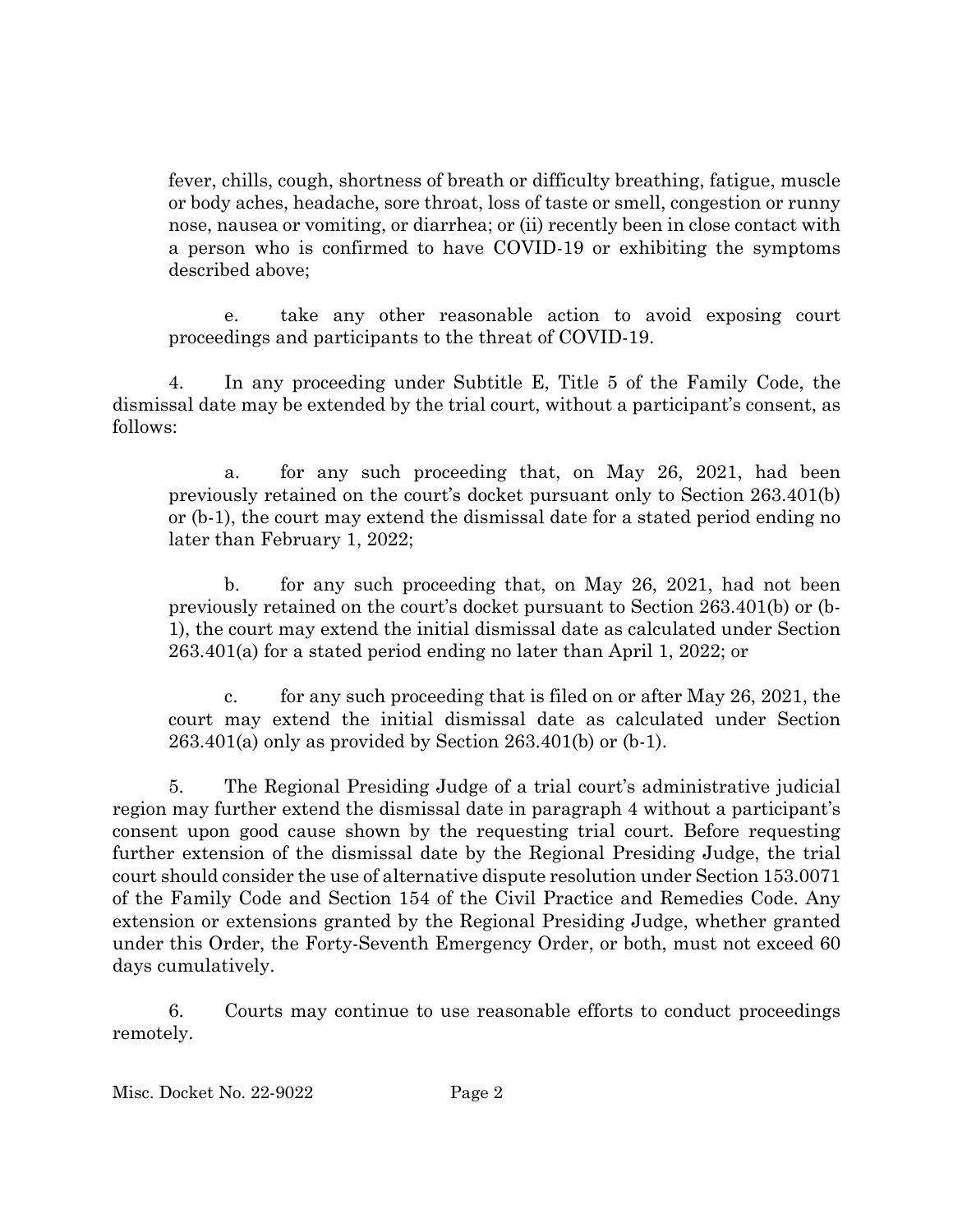fever, chills, cough, shortness of breath or difficulty breathing, fatigue, muscle or body aches, headache, sore throat, loss of taste or smell, congestion or runny nose, nausea or vomiting, or diarrhea; or (ii) recently been in close contact with a person who is confirmed to have COVID-19 or exhibiting the symptoms described above;

e. take any other reasonable action to avoid exposing court proceedings and participants to the threat of COVID-19.

4. In any proceeding under Subtitle E, Title 5 of the Family Code, the dismissal date may be extended by the trial court, without a participant's consent, as follows:

a. for any such proceeding that, on May 26, 2021, had been previously retained on the court's docket pursuant only to Section 263.401(b) or (b-1), the court may extend the dismissal date for a stated period ending no later than February 1, 2022;

b. for any such proceeding that, on May 26, 2021, had not been previously retained on the court's docket pursuant to Section 263.401(b) or (b-1), the court may extend the initial dismissal date as calculated under Section 263.401(a) for a stated period ending no later than April 1, 2022; or

c. for any such proceeding that is filed on or after May 26, 2021, the court may extend the initial dismissal date as calculated under Section 263.401(a) only as provided by Section 263.401(b) or (b-1).

5. The Regional Presiding Judge of a trial court's administrative judicial region may further extend the dismissal date in paragraph 4 without a participant's consent upon good cause shown by the requesting trial court. Before requesting further extension of the dismissal date by the Regional Presiding Judge, the trial court should consider the use of alternative dispute resolution under Section 153.0071 of the Family Code and Section 154 of the Civil Practice and Remedies Code. Any extension or extensions granted by the Regional Presiding Judge, whether granted under this Order, the Forty-Seventh Emergency Order, or both, must not exceed 60 days cumulatively.

6. Courts may continue to use reasonable efforts to conduct proceedings remotely.

Misc. Docket No. 22-9022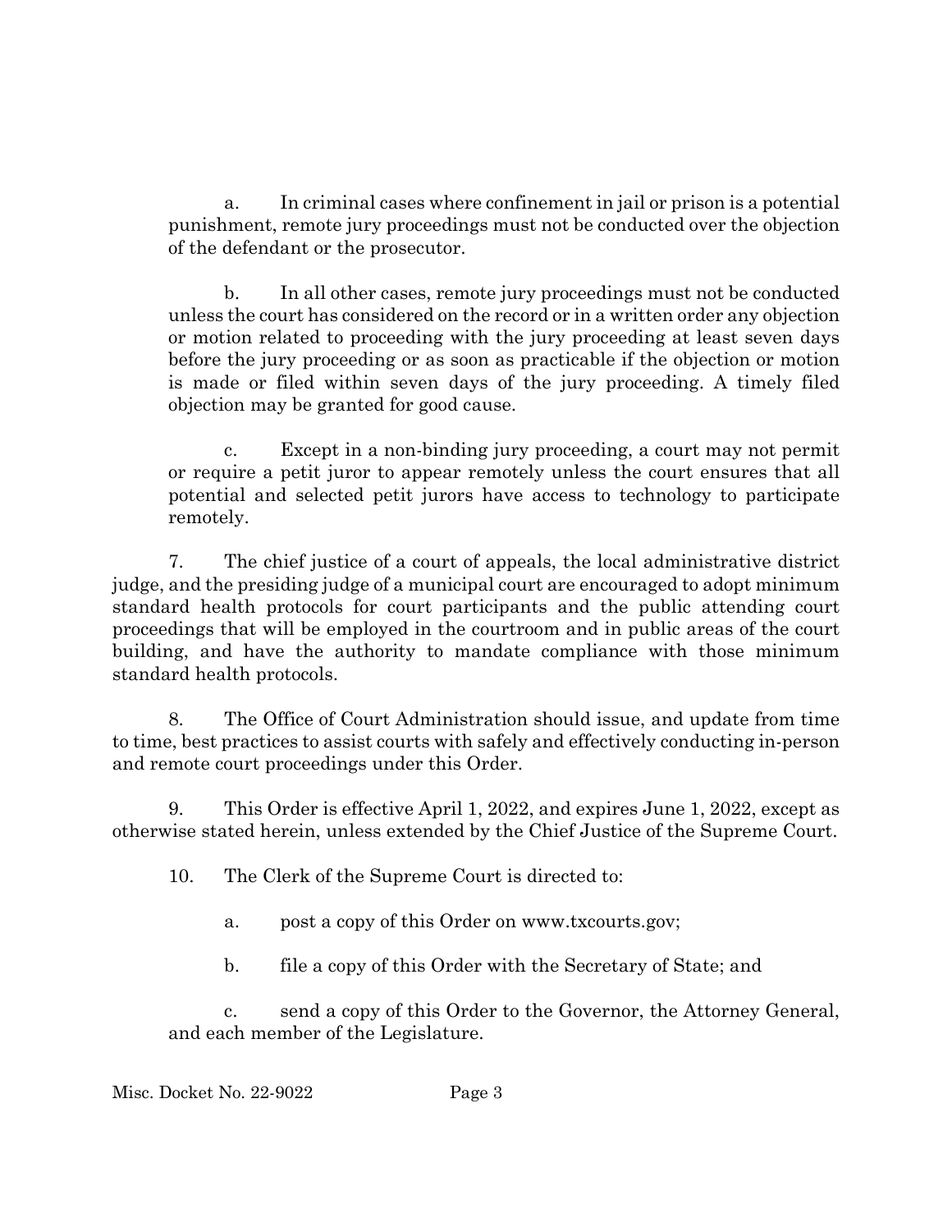a. In criminal cases where confinement in jail or prison is a potential punishment, remote jury proceedings must not be conducted over the objection of the defendant or the prosecutor.

b. In all other cases, remote jury proceedings must not be conducted unless the court has considered on the record or in a written order any objection or motion related to proceeding with the jury proceeding at least seven days before the jury proceeding or as soon as practicable if the objection or motion is made or filed within seven days of the jury proceeding. A timely filed objection may be granted for good cause.

c. Except in a non-binding jury proceeding, a court may not permit or require a petit juror to appear remotely unless the court ensures that all potential and selected petit jurors have access to technology to participate remotely.

7. The chief justice of a court of appeals, the local administrative district judge, and the presiding judge of a municipal court are encouraged to adopt minimum standard health protocols for court participants and the public attending court proceedings that will be employed in the courtroom and in public areas of the court building, and have the authority to mandate compliance with those minimum standard health protocols.

8. The Office of Court Administration should issue, and update from time to time, best practices to assist courts with safely and effectively conducting in-person and remote court proceedings under this Order.

9. This Order is effective April 1, 2022, and expires June 1, 2022, except as otherwise stated herein, unless extended by the Chief Justice of the Supreme Court.

10. The Clerk of the Supreme Court is directed to:

a. post a copy of this Order on www.txcourts.gov;

b. file a copy of this Order with the Secretary of State; and

c. send a copy of this Order to the Governor, the Attorney General, and each member of the Legislature.

Misc. Docket No. 22-9022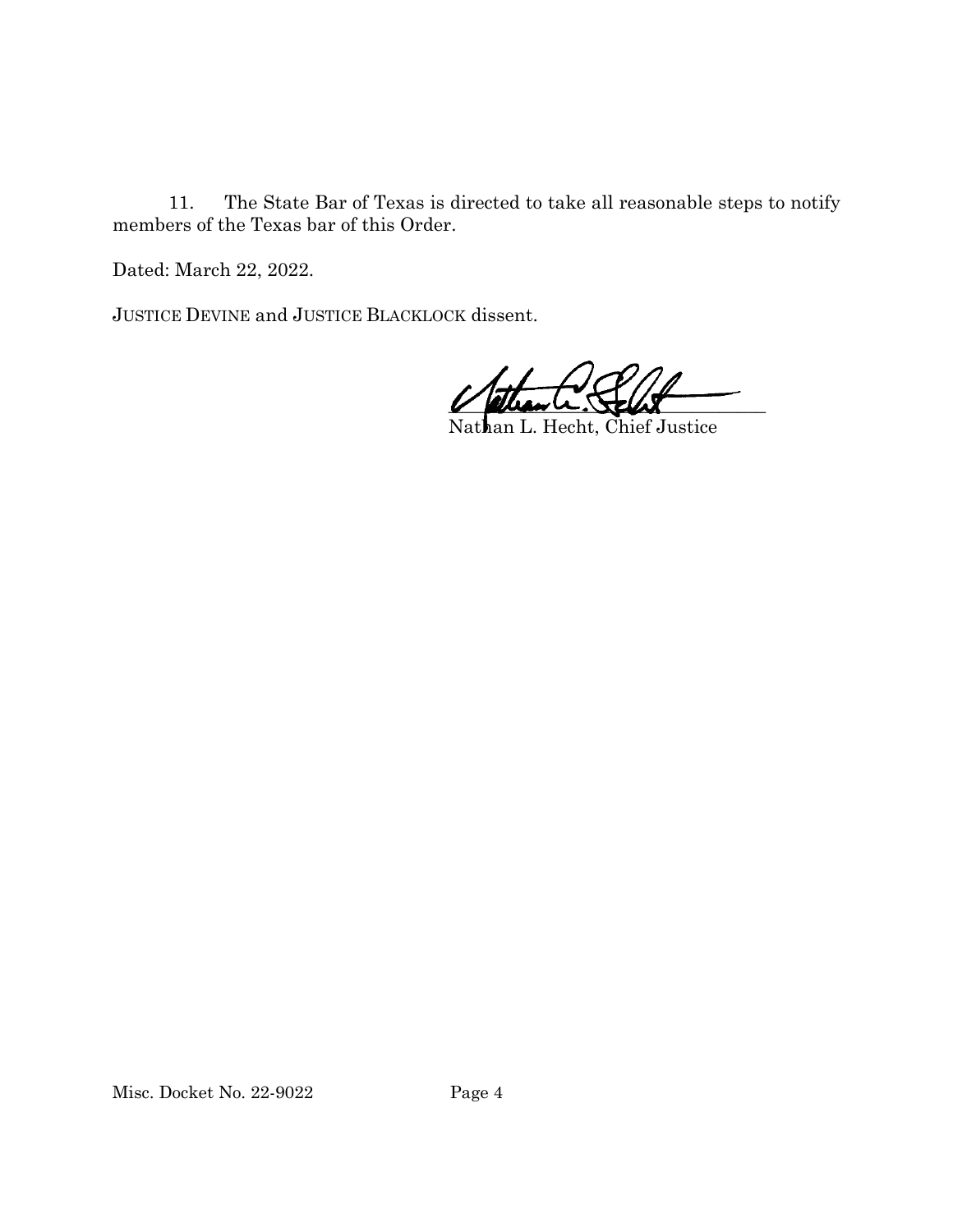11. The State Bar of Texas is directed to take all reasonable steps to notify members of the Texas bar of this Order.

Dated: March 22, 2022.

JUSTICE DEVINE and JUSTICE BLACKLOCK dissent.

Nathan L. Hecht, Chief Justice

Misc. Docket No. 22-9022